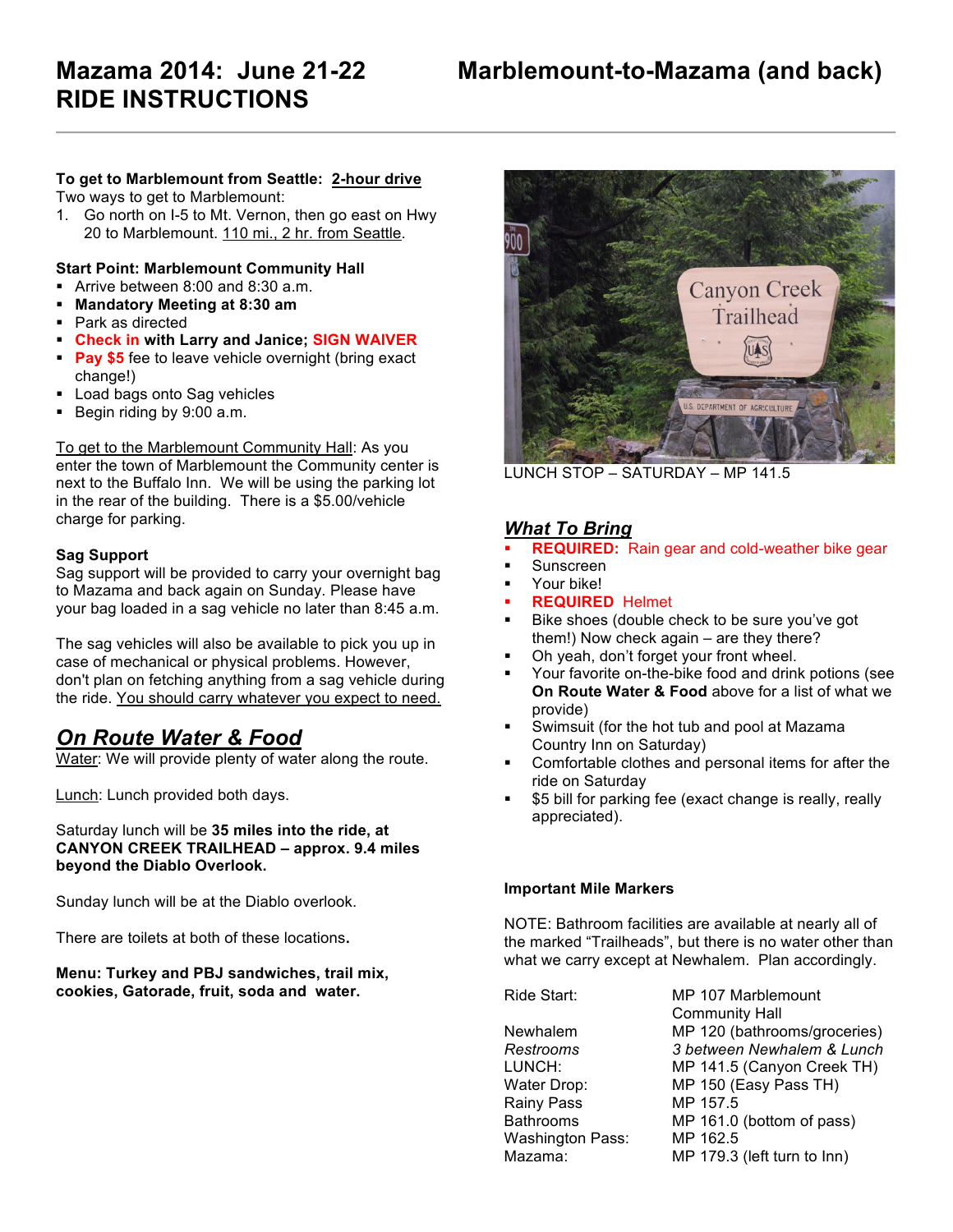# Mazama 2014: June 21-22 RIDE INSTRUCTIONS

# Marblemount-to-Mazama (and back)

**To get to Marblemount from Seattle: 2-hour drive**

Two ways to get to Marblemount:

1. Go north on I-5 to Mt. Vernon, then go east on Hwy 20 to Marblemount. 110 mi., 2 hr. from Seattle.

**Start Point: Marblemount Community Hall**

- Arrive between 8:00 and 8:30 a.m.
- **Mandatory Meeting at 8:30 am**
- Park as directed
- **Check in with Larry and Janice; SIGN WAIVER**
- **Pay $5** fee to leave vehicle overnight (bring exact change!)
- Load bags onto Sag vehicles
- Begin riding by 9:00 a.m.

To get to the Marblemount Community Hall: As you enter the town of Marblemount the Community center is next to the Buffalo Inn. We will be using the parking lot in the rear of the building. There is a $5.00/vehicle charge for parking.

**Sag Support**

Sag support will be provided to carry your overnight bag to Mazama and back again on Sunday. Please have your bag loaded in a sag vehicle no later than 8:45 a.m.

The sag vehicles will also be available to pick you up in case of mechanical or physical problems. However, don't plan on fetching anything from a sag vehicle during the ride. You should carry whatever you expect to need.

## *On Route Water & Food*

Water: We will provide plenty of water along the route.

Lunch: Lunch provided both days.

Saturday lunch will be **35 miles into the ride, at CANYON CREEK TRAILHEAD – approx. 9.4 miles beyond the Diablo Overlook.**

Sunday lunch will be at the Diablo overlook.

There are toilets at both of these locations.

**Menu: Turkey and PBJ sandwiches, trail mix, cookies, Gatorade, fruit, soda and water.**

LUNCH STOP – SATURDAY – MP 141.5

## *What To Bring*

- **REQUIRED:** Rain gear and cold-weather bike gear
- Sunscreen
- Your bike!
- **REQUIRED** Helmet
- Bike shoes (double check to be sure you've got them!) Now check again – are they there?
- Oh yeah, don't forget your front wheel.
- Your favorite on-the-bike food and drink potions (see **On Route Water & Food** above for a list of what we provide)
- Swimsuit (for the hot tub and pool at Mazama Country Inn on Saturday)
- Comfortable clothes and personal items for after the ride on Saturday
- $5 bill for parking fee (exact change is really, really appreciated).

**Important Mile Markers**

NOTE: Bathroom facilities are available at nearly all of the marked "Trailheads", but there is no water other than what we carry except at Newhalem. Plan accordingly.

| | |
|---|---|
| Ride Start: | MP 107 Marblemount Community Hall |
| Newhalem | MP 120 (bathrooms/groceries) |
| *Restrooms* | *3 between Newhalem & Lunch* |
| LUNCH: | MP 141.5 (Canyon Creek TH) |
| Water Drop: | MP 150 (Easy Pass TH) |
| Rainy Pass | MP 157.5 |
| Bathrooms | MP 161.0 (bottom of pass) |
| Washington Pass: | MP 162.5 |
| Mazama: | MP 179.3 (left turn to Inn) |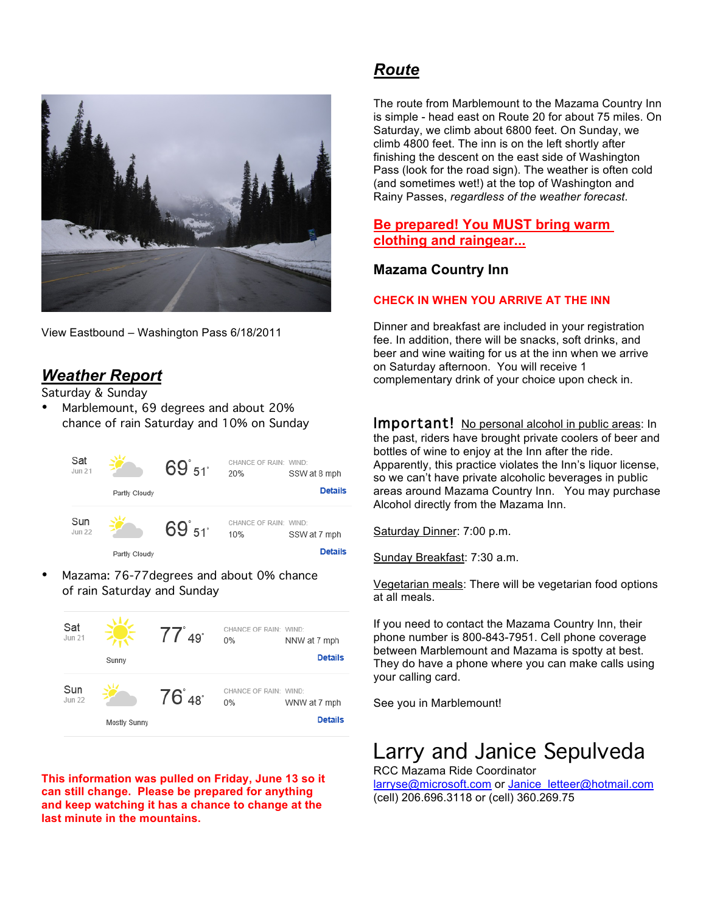View Eastbound – Washington Pass 6/18/2011

## *Weather Report*

Saturday & Sunday

- Marblemount, 69 degrees and about 20% chance of rain Saturday and 10% on Sunday

| | | | | |
|---|---|---|---|---|
| Sat Jun 21 | Partly Cloudy | 69° 51° | CHANCE OF RAIN: 20% | WIND: SSW at 8 mph |
| Sun Jun 22 | Partly Cloudy | 69° 51° | CHANCE OF RAIN: 10% | WIND: SSW at 7 mph |

- Mazama: 76-77degrees and about 0% chance of rain Saturday and Sunday

| | | | | |
|---|---|---|---|---|
| Sat Jun 21 | Sunny | 77° 49° | CHANCE OF RAIN: 0% | WIND: NNW at 7 mph |
| Sun Jun 22 | Mostly Sunny | 76° 48° | CHANCE OF RAIN: 0% | WIND: WNW at 7 mph |

**This information was pulled on Friday, June 13 so it can still change. Please be prepared for anything and keep watching it has a chance to change at the last minute in the mountains.**

## *Route*

The route from Marblemount to the Mazama Country Inn is simple - head east on Route 20 for about 75 miles. On Saturday, we climb about 6800 feet. On Sunday, we climb 4800 feet. The inn is on the left shortly after finishing the descent on the east side of Washington Pass (look for the road sign). The weather is often cold (and sometimes wet!) at the top of Washington and Rainy Passes, *regardless of the weather forecast*.

**Be prepared! You MUST bring warm clothing and raingear...**

### Mazama Country Inn

**CHECK IN WHEN YOU ARRIVE AT THE INN**

Dinner and breakfast are included in your registration fee. In addition, there will be snacks, soft drinks, and beer and wine waiting for us at the inn when we arrive on Saturday afternoon. You will receive 1 complementary drink of your choice upon check in.

**Important!** No personal alcohol in public areas: In the past, riders have brought private coolers of beer and bottles of wine to enjoy at the Inn after the ride. Apparently, this practice violates the Inn's liquor license, so we can't have private alcoholic beverages in public areas around Mazama Country Inn. You may purchase Alcohol directly from the Mazama Inn.

Saturday Dinner: 7:00 p.m.

Sunday Breakfast: 7:30 a.m.

Vegetarian meals: There will be vegetarian food options at all meals.

If you need to contact the Mazama Country Inn, their phone number is 800-843-7951. Cell phone coverage between Marblemount and Mazama is spotty at best. They do have a phone where you can make calls using your calling card.

See you in Marblemount!

# Larry and Janice Sepulveda

RCC Mazama Ride Coordinator
larryse@microsoft.com or Janice_letteer@hotmail.com
(cell) 206.696.3118 or (cell) 360.269.75